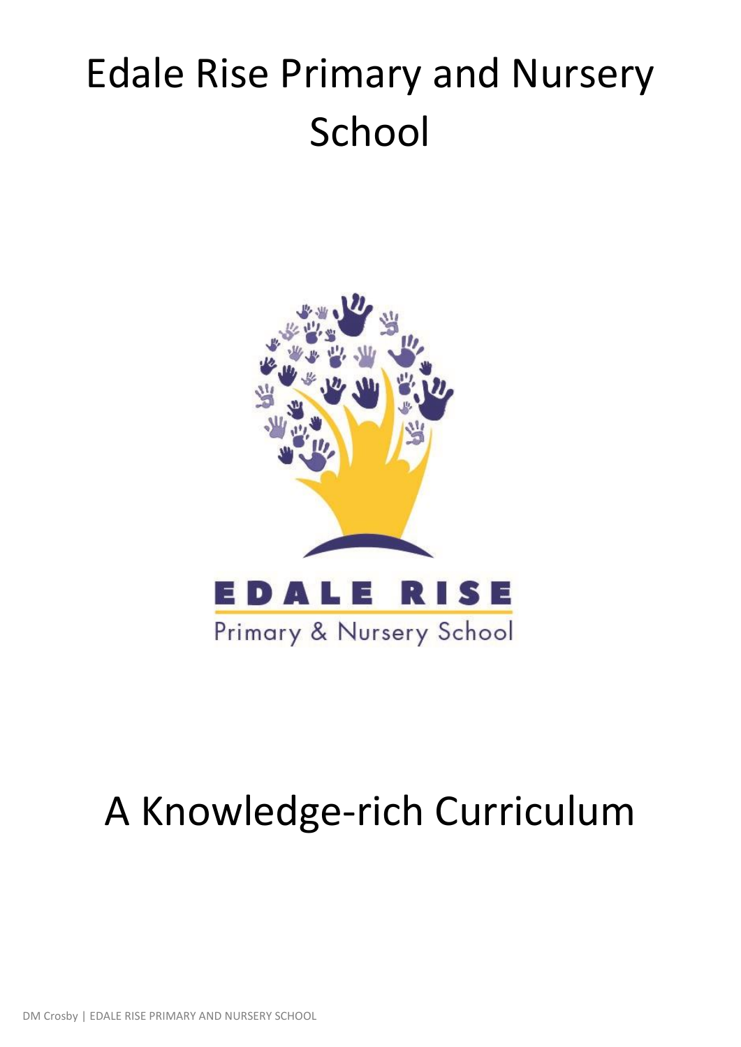# Edale Rise Primary and Nursery School

EDALE RISE

Primary & Nursery School

# A Knowledge-rich Curriculum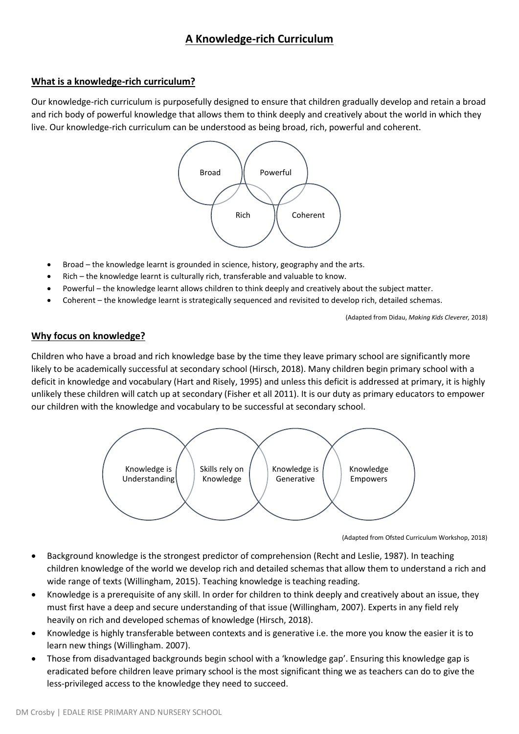# A Knowledge-rich Curriculum

## What is a knowledge-rich curriculum?

Our knowledge-rich curriculum is purposefully designed to ensure that children gradually develop and retain a broad and rich body of powerful knowledge that allows them to think deeply and creatively about the world in which they live. Our knowledge-rich curriculum can be understood as being broad, rich, powerful and coherent.

Broad | Powerful | Rich | Coherent

- Broad – the knowledge learnt is grounded in science, history, geography and the arts.
- Rich – the knowledge learnt is culturally rich, transferable and valuable to know.
- Powerful – the knowledge learnt allows children to think deeply and creatively about the subject matter.
- Coherent – the knowledge learnt is strategically sequenced and revisited to develop rich, detailed schemas.

(Adapted from Didau, *Making Kids Cleverer,* 2018)

## Why focus on knowledge?

Children who have a broad and rich knowledge base by the time they leave primary school are significantly more likely to be academically successful at secondary school (Hirsch, 2018). Many children begin primary school with a deficit in knowledge and vocabulary (Hart and Risely, 1995) and unless this deficit is addressed at primary, it is highly unlikely these children will catch up at secondary (Fisher et all 2011). It is our duty as primary educators to empower our children with the knowledge and vocabulary to be successful at secondary school.

Knowledge is Understanding | Skills rely on Knowledge | Knowledge is Generative | Knowledge Empowers

(Adapted from Ofsted Curriculum Workshop, 2018)

- Background knowledge is the strongest predictor of comprehension (Recht and Leslie, 1987). In teaching children knowledge of the world we develop rich and detailed schemas that allow them to understand a rich and wide range of texts (Willingham, 2015). Teaching knowledge is teaching reading.
- Knowledge is a prerequisite of any skill. In order for children to think deeply and creatively about an issue, they must first have a deep and secure understanding of that issue (Willingham, 2007). Experts in any field rely heavily on rich and developed schemas of knowledge (Hirsch, 2018).
- Knowledge is highly transferable between contexts and is generative i.e. the more you know the easier it is to learn new things (Willingham. 2007).
- Those from disadvantaged backgrounds begin school with a 'knowledge gap'. Ensuring this knowledge gap is eradicated before children leave primary school is the most significant thing we as teachers can do to give the less-privileged access to the knowledge they need to succeed.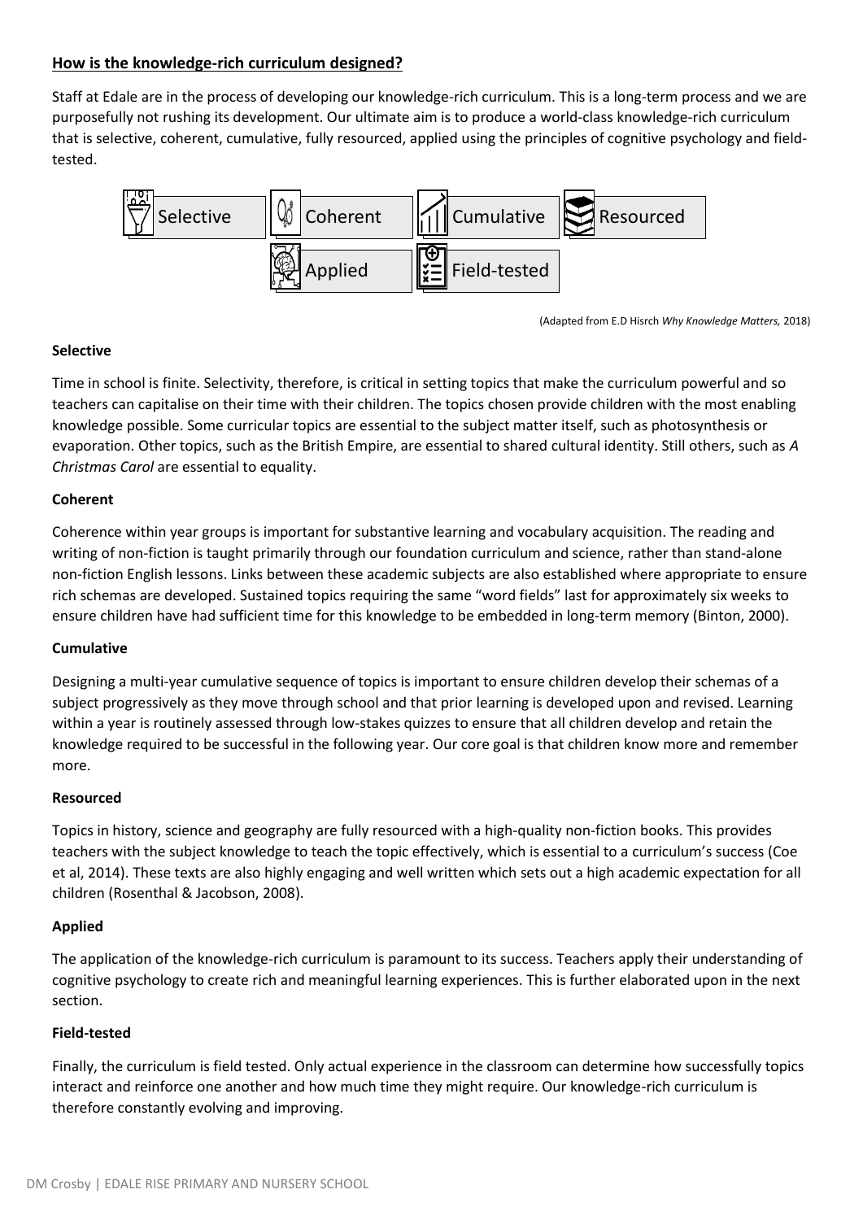**How is the knowledge-rich curriculum designed?**

Staff at Edale are in the process of developing our knowledge-rich curriculum. This is a long-term process and we are purposefully not rushing its development. Our ultimate aim is to produce a world-class knowledge-rich curriculum that is selective, coherent, cumulative, fully resourced, applied using the principles of cognitive psychology and field-tested.

Selective | Coherent | Cumulative | Resourced | Applied | Field-tested

(Adapted from E.D Hisrch *Why Knowledge Matters,* 2018)

**Selective**

Time in school is finite. Selectivity, therefore, is critical in setting topics that make the curriculum powerful and so teachers can capitalise on their time with their children. The topics chosen provide children with the most enabling knowledge possible. Some curricular topics are essential to the subject matter itself, such as photosynthesis or evaporation. Other topics, such as the British Empire, are essential to shared cultural identity. Still others, such as *A Christmas Carol* are essential to equality.

**Coherent**

Coherence within year groups is important for substantive learning and vocabulary acquisition. The reading and writing of non-fiction is taught primarily through our foundation curriculum and science, rather than stand-alone non-fiction English lessons. Links between these academic subjects are also established where appropriate to ensure rich schemas are developed. Sustained topics requiring the same "word fields" last for approximately six weeks to ensure children have had sufficient time for this knowledge to be embedded in long-term memory (Binton, 2000).

**Cumulative**

Designing a multi-year cumulative sequence of topics is important to ensure children develop their schemas of a subject progressively as they move through school and that prior learning is developed upon and revised. Learning within a year is routinely assessed through low-stakes quizzes to ensure that all children develop and retain the knowledge required to be successful in the following year. Our core goal is that children know more and remember more.

**Resourced**

Topics in history, science and geography are fully resourced with a high-quality non-fiction books. This provides teachers with the subject knowledge to teach the topic effectively, which is essential to a curriculum's success (Coe et al, 2014). These texts are also highly engaging and well written which sets out a high academic expectation for all children (Rosenthal & Jacobson, 2008).

**Applied**

The application of the knowledge-rich curriculum is paramount to its success. Teachers apply their understanding of cognitive psychology to create rich and meaningful learning experiences. This is further elaborated upon in the next section.

**Field-tested**

Finally, the curriculum is field tested. Only actual experience in the classroom can determine how successfully topics interact and reinforce one another and how much time they might require. Our knowledge-rich curriculum is therefore constantly evolving and improving.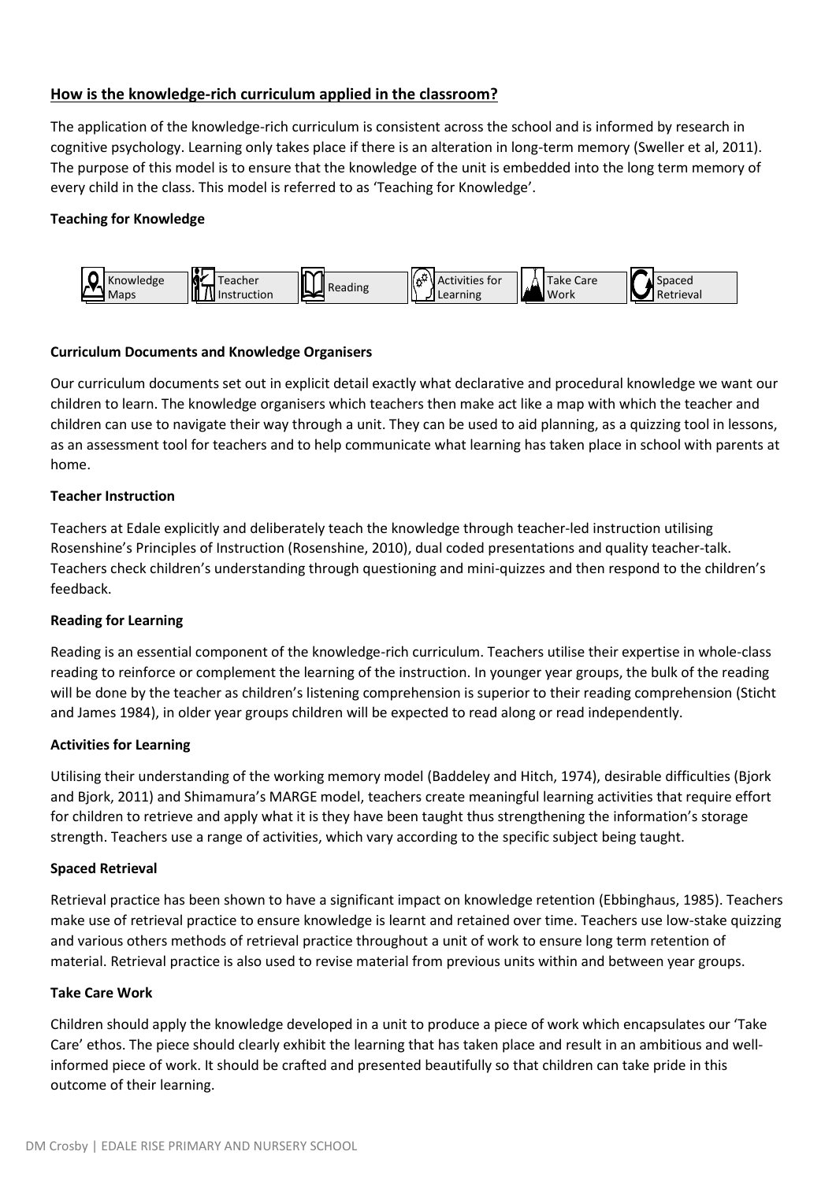## How is the knowledge-rich curriculum applied in the classroom?

The application of the knowledge-rich curriculum is consistent across the school and is informed by research in cognitive psychology. Learning only takes place if there is an alteration in long-term memory (Sweller et al, 2011). The purpose of this model is to ensure that the knowledge of the unit is embedded into the long term memory of every child in the class. This model is referred to as 'Teaching for Knowledge'.

### Teaching for Knowledge

Knowledge Maps | Teacher Instruction | Reading | Activities for Learning | Take Care Work | Spaced Retrieval

### Curriculum Documents and Knowledge Organisers

Our curriculum documents set out in explicit detail exactly what declarative and procedural knowledge we want our children to learn. The knowledge organisers which teachers then make act like a map with which the teacher and children can use to navigate their way through a unit. They can be used to aid planning, as a quizzing tool in lessons, as an assessment tool for teachers and to help communicate what learning has taken place in school with parents at home.

### Teacher Instruction

Teachers at Edale explicitly and deliberately teach the knowledge through teacher-led instruction utilising Rosenshine's Principles of Instruction (Rosenshine, 2010), dual coded presentations and quality teacher-talk. Teachers check children's understanding through questioning and mini-quizzes and then respond to the children's feedback.

### Reading for Learning

Reading is an essential component of the knowledge-rich curriculum. Teachers utilise their expertise in whole-class reading to reinforce or complement the learning of the instruction. In younger year groups, the bulk of the reading will be done by the teacher as children's listening comprehension is superior to their reading comprehension (Sticht and James 1984), in older year groups children will be expected to read along or read independently.

### Activities for Learning

Utilising their understanding of the working memory model (Baddeley and Hitch, 1974), desirable difficulties (Bjork and Bjork, 2011) and Shimamura's MARGE model, teachers create meaningful learning activities that require effort for children to retrieve and apply what it is they have been taught thus strengthening the information's storage strength. Teachers use a range of activities, which vary according to the specific subject being taught.

### Spaced Retrieval

Retrieval practice has been shown to have a significant impact on knowledge retention (Ebbinghaus, 1985). Teachers make use of retrieval practice to ensure knowledge is learnt and retained over time. Teachers use low-stake quizzing and various others methods of retrieval practice throughout a unit of work to ensure long term retention of material. Retrieval practice is also used to revise material from previous units within and between year groups.

### Take Care Work

Children should apply the knowledge developed in a unit to produce a piece of work which encapsulates our 'Take Care' ethos. The piece should clearly exhibit the learning that has taken place and result in an ambitious and well-informed piece of work. It should be crafted and presented beautifully so that children can take pride in this outcome of their learning.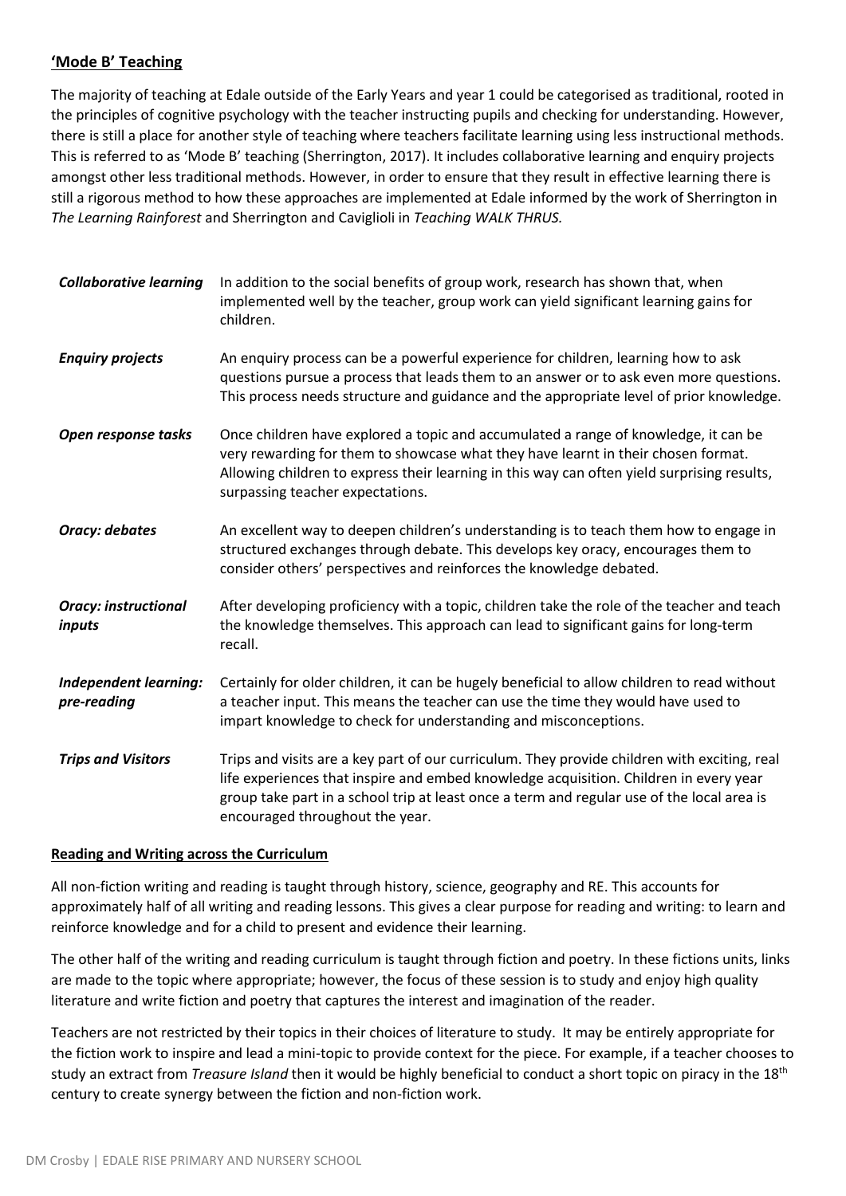## 'Mode B' Teaching

The majority of teaching at Edale outside of the Early Years and year 1 could be categorised as traditional, rooted in the principles of cognitive psychology with the teacher instructing pupils and checking for understanding. However, there is still a place for another style of teaching where teachers facilitate learning using less instructional methods. This is referred to as 'Mode B' teaching (Sherrington, 2017). It includes collaborative learning and enquiry projects amongst other less traditional methods. However, in order to ensure that they result in effective learning there is still a rigorous method to how these approaches are implemented at Edale informed by the work of Sherrington in *The Learning Rainforest* and Sherrington and Caviglioli in *Teaching WALK THRUS.*

| | |
|---|---|
| ***Collaborative learning*** | In addition to the social benefits of group work, research has shown that, when implemented well by the teacher, group work can yield significant learning gains for children. |
| ***Enquiry projects*** | An enquiry process can be a powerful experience for children, learning how to ask questions pursue a process that leads them to an answer or to ask even more questions. This process needs structure and guidance and the appropriate level of prior knowledge. |
| ***Open response tasks*** | Once children have explored a topic and accumulated a range of knowledge, it can be very rewarding for them to showcase what they have learnt in their chosen format. Allowing children to express their learning in this way can often yield surprising results, surpassing teacher expectations. |
| ***Oracy: debates*** | An excellent way to deepen children's understanding is to teach them how to engage in structured exchanges through debate. This develops key oracy, encourages them to consider others' perspectives and reinforces the knowledge debated. |
| ***Oracy: instructional inputs*** | After developing proficiency with a topic, children take the role of the teacher and teach the knowledge themselves. This approach can lead to significant gains for long-term recall. |
| ***Independent learning: pre-reading*** | Certainly for older children, it can be hugely beneficial to allow children to read without a teacher input. This means the teacher can use the time they would have used to impart knowledge to check for understanding and misconceptions. |
| ***Trips and Visitors*** | Trips and visits are a key part of our curriculum. They provide children with exciting, real life experiences that inspire and embed knowledge acquisition. Children in every year group take part in a school trip at least once a term and regular use of the local area is encouraged throughout the year. |

### Reading and Writing across the Curriculum

All non-fiction writing and reading is taught through history, science, geography and RE. This accounts for approximately half of all writing and reading lessons. This gives a clear purpose for reading and writing: to learn and reinforce knowledge and for a child to present and evidence their learning.

The other half of the writing and reading curriculum is taught through fiction and poetry. In these fictions units, links are made to the topic where appropriate; however, the focus of these session is to study and enjoy high quality literature and write fiction and poetry that captures the interest and imagination of the reader.

Teachers are not restricted by their topics in their choices of literature to study. It may be entirely appropriate for the fiction work to inspire and lead a mini-topic to provide context for the piece. For example, if a teacher chooses to study an extract from *Treasure Island* then it would be highly beneficial to conduct a short topic on piracy in the 18th century to create synergy between the fiction and non-fiction work.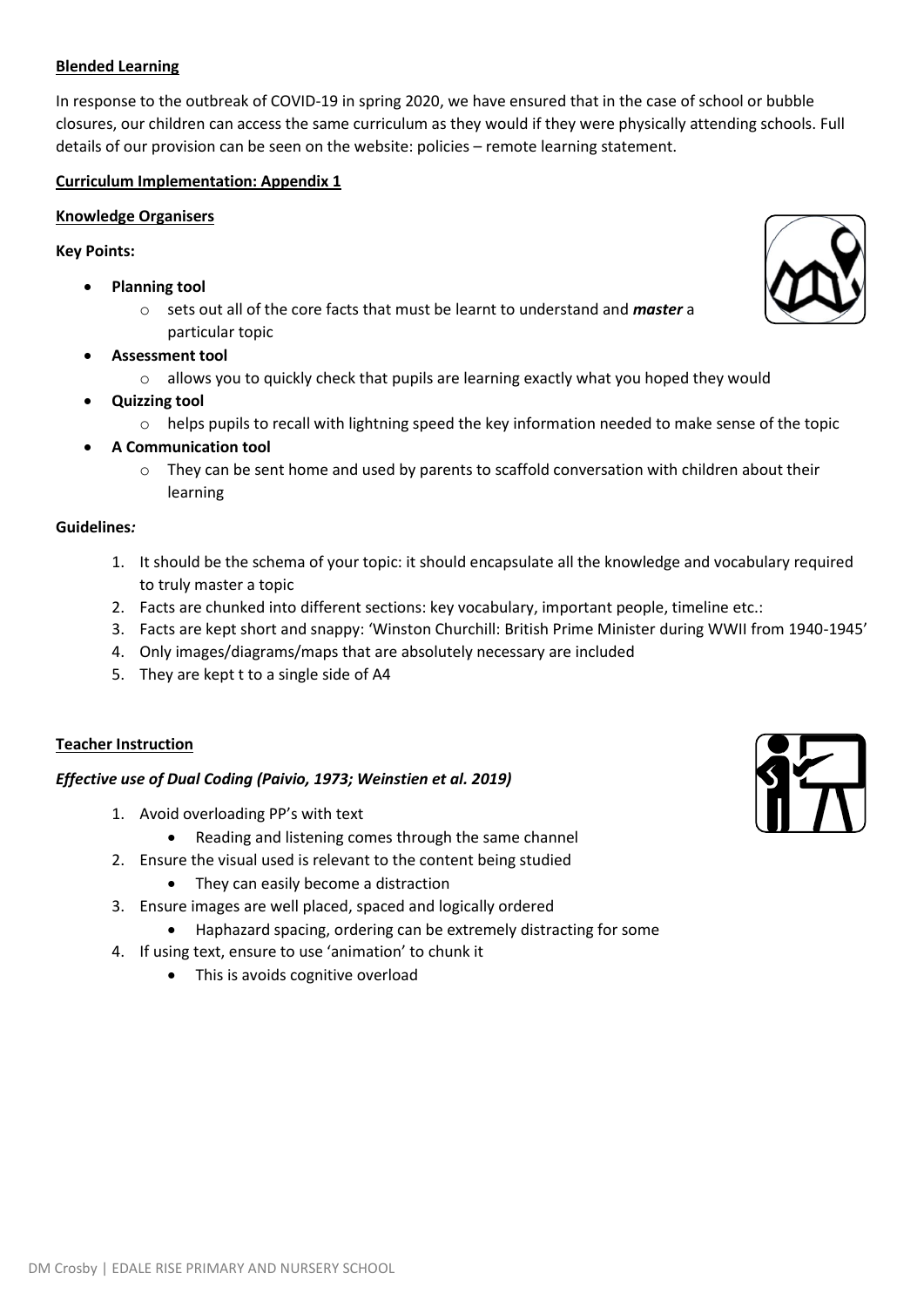**Blended Learning**

In response to the outbreak of COVID-19 in spring 2020, we have ensured that in the case of school or bubble closures, our children can access the same curriculum as they would if they were physically attending schools. Full details of our provision can be seen on the website: policies – remote learning statement.

**Curriculum Implementation: Appendix 1**

**Knowledge Organisers**

**Key Points:**

- **Planning tool**
  - sets out all of the core facts that must be learnt to understand and ***master*** a particular topic
- **Assessment tool**
  - allows you to quickly check that pupils are learning exactly what you hoped they would
- **Quizzing tool**
  - helps pupils to recall with lightning speed the key information needed to make sense of the topic
- **A Communication tool**
  - They can be sent home and used by parents to scaffold conversation with children about their learning

**Guidelines*:***

1. It should be the schema of your topic: it should encapsulate all the knowledge and vocabulary required to truly master a topic
2. Facts are chunked into different sections: key vocabulary, important people, timeline etc.:
3. Facts are kept short and snappy: 'Winston Churchill: British Prime Minister during WWII from 1940-1945'
4. Only images/diagrams/maps that are absolutely necessary are included
5. They are kept t to a single side of A4

**Teacher Instruction**

***Effective use of Dual Coding (Paivio, 1973; Weinstien et al. 2019)***

1. Avoid overloading PP's with text
   - Reading and listening comes through the same channel
2. Ensure the visual used is relevant to the content being studied
   - They can easily become a distraction
3. Ensure images are well placed, spaced and logically ordered
   - Haphazard spacing, ordering can be extremely distracting for some
4. If using text, ensure to use 'animation' to chunk it
   - This is avoids cognitive overload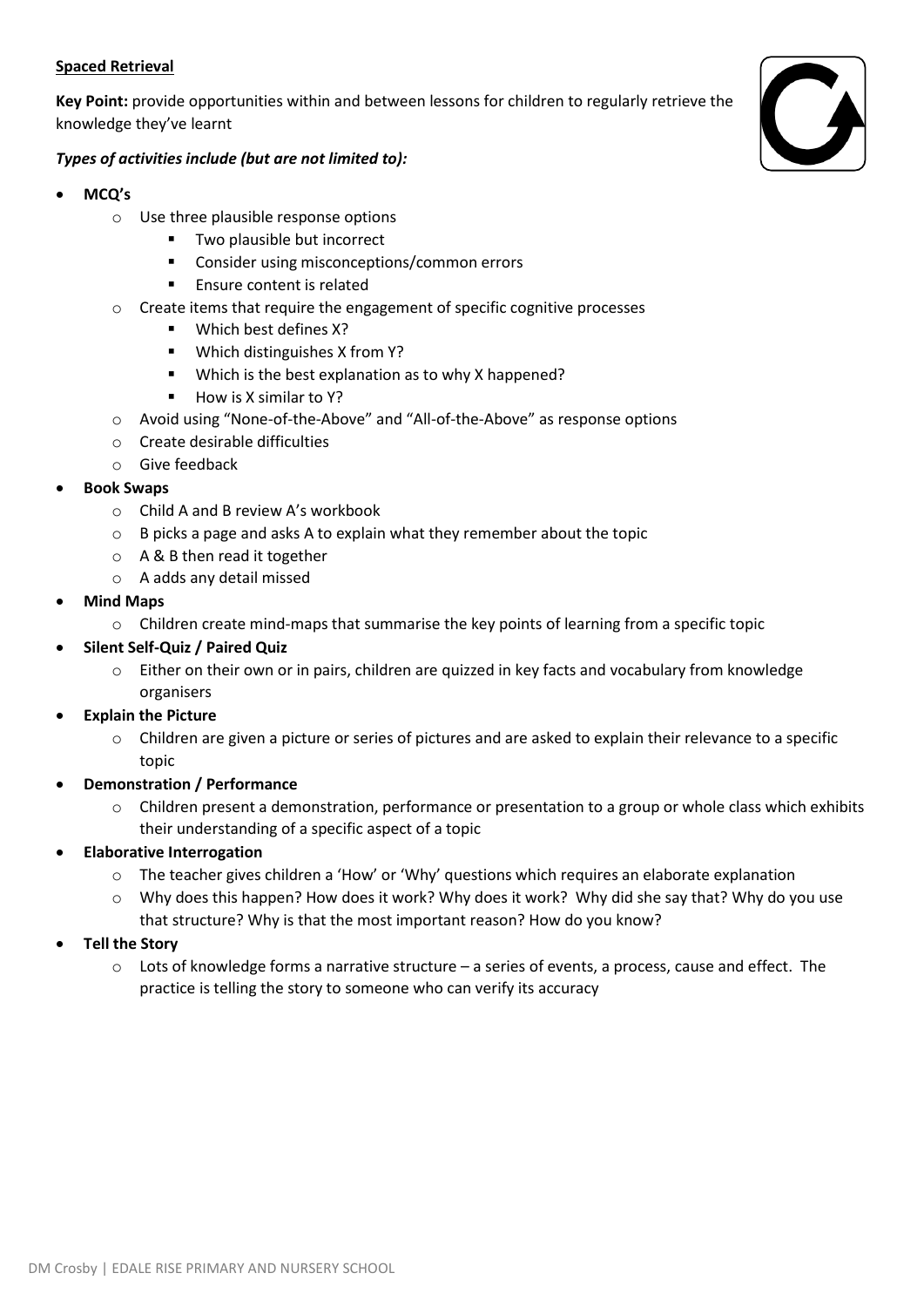**Spaced Retrieval**

**Key Point:** provide opportunities within and between lessons for children to regularly retrieve the knowledge they've learnt

***Types of activities include (but are not limited to):***

- **MCQ's**
  - Use three plausible response options
    - Two plausible but incorrect
    - Consider using misconceptions/common errors
    - Ensure content is related
  - Create items that require the engagement of specific cognitive processes
    - Which best defines X?
    - Which distinguishes X from Y?
    - Which is the best explanation as to why X happened?
    - How is X similar to Y?
  - Avoid using "None-of-the-Above" and "All-of-the-Above" as response options
  - Create desirable difficulties
  - Give feedback
- **Book Swaps**
  - Child A and B review A's workbook
  - B picks a page and asks A to explain what they remember about the topic
  - A & B then read it together
  - A adds any detail missed
- **Mind Maps**
  - Children create mind-maps that summarise the key points of learning from a specific topic
- **Silent Self-Quiz / Paired Quiz**
  - Either on their own or in pairs, children are quizzed in key facts and vocabulary from knowledge organisers
- **Explain the Picture**
  - Children are given a picture or series of pictures and are asked to explain their relevance to a specific topic
- **Demonstration / Performance**
  - Children present a demonstration, performance or presentation to a group or whole class which exhibits their understanding of a specific aspect of a topic
- **Elaborative Interrogation**
  - The teacher gives children a 'How' or 'Why' questions which requires an elaborate explanation
  - Why does this happen? How does it work? Why does it work? Why did she say that? Why do you use that structure? Why is that the most important reason? How do you know?
- **Tell the Story**
  - Lots of knowledge forms a narrative structure – a series of events, a process, cause and effect. The practice is telling the story to someone who can verify its accuracy